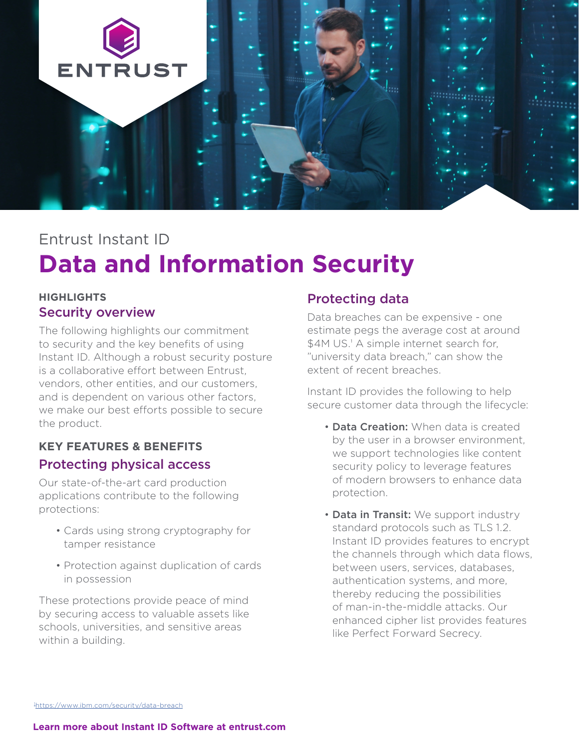Entrust Instant ID

# Data and Information Security

**HIGHLIGHTS**

## Security overview

The following highlights our commitment to security and the key benefits of using Instant ID. Although a robust security posture is a collaborative effort between Entrust, vendors, other entities, and our customers, and is dependent on various other factors, we make our best efforts possible to secure the product.

**KEY FEATURES & BENEFITS**

## Protecting physical access

Our state-of-the-art card production applications contribute to the following protections:

- Cards using strong cryptography for tamper resistance
- Protection against duplication of cards in possession

These protections provide peace of mind by securing access to valuable assets like schools, universities, and sensitive areas within a building.

## Protecting data

Data breaches can be expensive - one estimate pegs the average cost at around $4M US.[1] A simple internet search for, "university data breach," can show the extent of recent breaches.

Instant ID provides the following to help secure customer data through the lifecycle:

- **Data Creation:** When data is created by the user in a browser environment, we support technologies like content security policy to leverage features of modern browsers to enhance data protection.
- **Data in Transit:** We support industry standard protocols such as TLS 1.2. Instant ID provides features to encrypt the channels through which data flows, between users, services, databases, authentication systems, and more, thereby reducing the possibilities of man-in-the-middle attacks. Our enhanced cipher list provides features like Perfect Forward Secrecy.

[1] https://www.ibm.com/security/data-breach

**Learn more about Instant ID Software at entrust.com**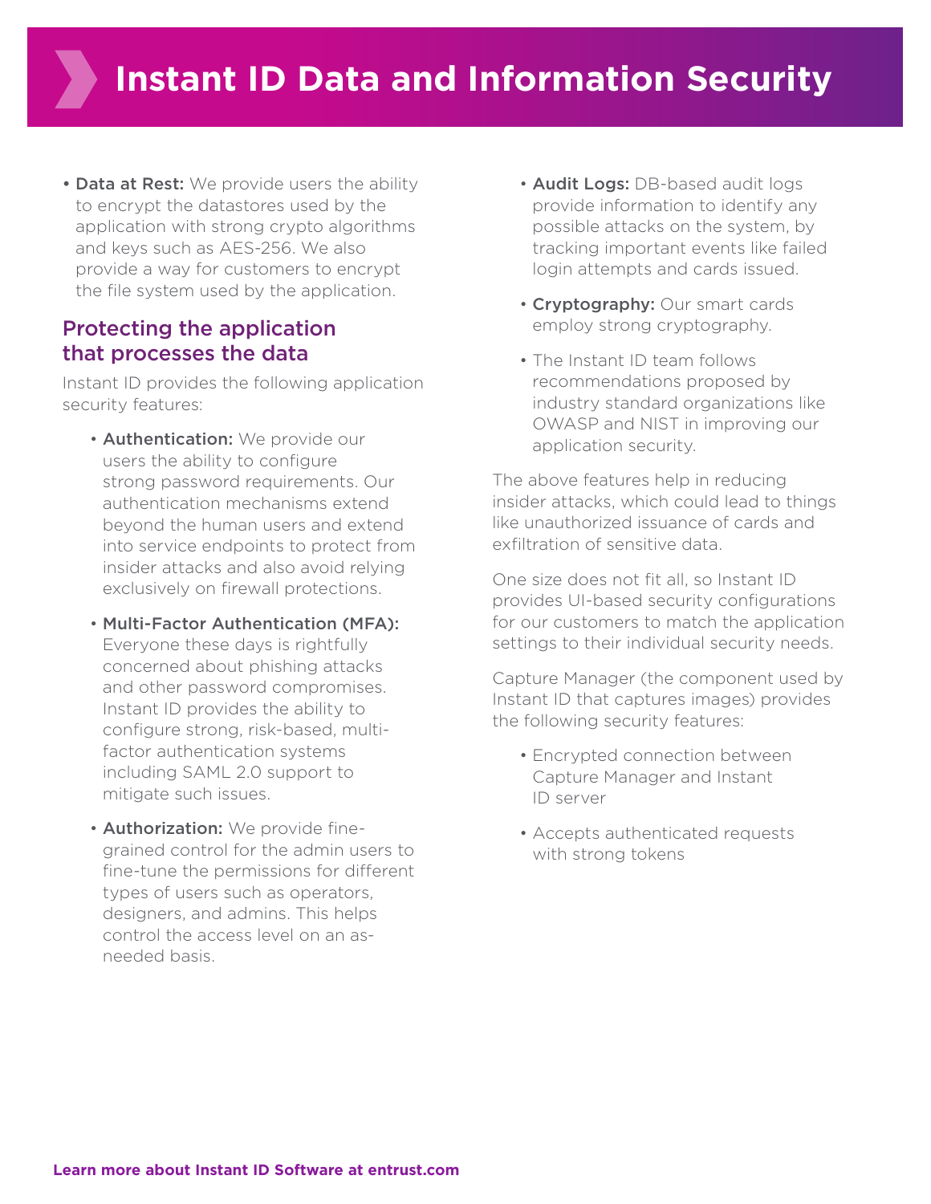# Instant ID Data and Information Security

- **Data at Rest:** We provide users the ability to encrypt the datastores used by the application with strong crypto algorithms and keys such as AES-256. We also provide a way for customers to encrypt the file system used by the application.

## Protecting the application that processes the data

Instant ID provides the following application security features:

- **Authentication:** We provide our users the ability to configure strong password requirements. Our authentication mechanisms extend beyond the human users and extend into service endpoints to protect from insider attacks and also avoid relying exclusively on firewall protections.
- **Multi-Factor Authentication (MFA):** Everyone these days is rightfully concerned about phishing attacks and other password compromises. Instant ID provides the ability to configure strong, risk-based, multi-factor authentication systems including SAML 2.0 support to mitigate such issues.
- **Authorization:** We provide fine-grained control for the admin users to fine-tune the permissions for different types of users such as operators, designers, and admins. This helps control the access level on an as-needed basis.
- **Audit Logs:** DB-based audit logs provide information to identify any possible attacks on the system, by tracking important events like failed login attempts and cards issued.
- **Cryptography:** Our smart cards employ strong cryptography.
- The Instant ID team follows recommendations proposed by industry standard organizations like OWASP and NIST in improving our application security.

The above features help in reducing insider attacks, which could lead to things like unauthorized issuance of cards and exfiltration of sensitive data.

One size does not fit all, so Instant ID provides UI-based security configurations for our customers to match the application settings to their individual security needs.

Capture Manager (the component used by Instant ID that captures images) provides the following security features:

- Encrypted connection between Capture Manager and Instant ID server
- Accepts authenticated requests with strong tokens

**Learn more about Instant ID Software at entrust.com**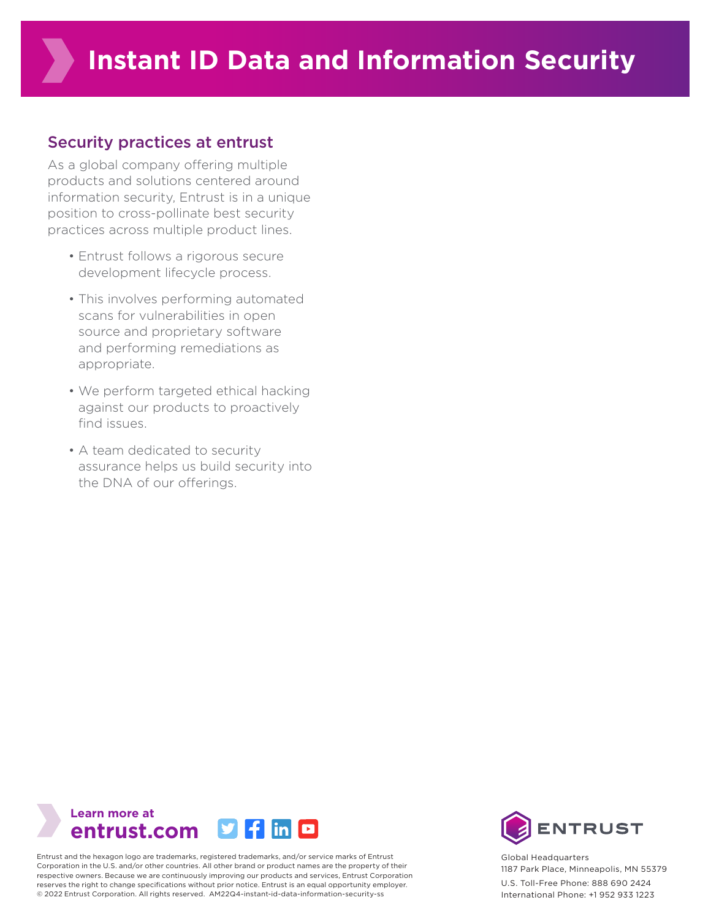# Instant ID Data and Information Security

## Security practices at entrust

As a global company offering multiple products and solutions centered around information security, Entrust is in a unique position to cross-pollinate best security practices across multiple product lines.

- Entrust follows a rigorous secure development lifecycle process.
- This involves performing automated scans for vulnerabilities in open source and proprietary software and performing remediations as appropriate.
- We perform targeted ethical hacking against our products to proactively find issues.
- A team dedicated to security assurance helps us build security into the DNA of our offerings.

**Learn more at**
**entrust.com**

Entrust and the hexagon logo are trademarks, registered trademarks, and/or service marks of Entrust Corporation in the U.S. and/or other countries. All other brand or product names are the property of their respective owners. Because we are continuously improving our products and services, Entrust Corporation reserves the right to change specifications without prior notice. Entrust is an equal opportunity employer. © 2022 Entrust Corporation. All rights reserved. AM22Q4-instant-id-data-information-security-ss

ENTRUST

Global Headquarters
1187 Park Place, Minneapolis, MN 55379
U.S. Toll-Free Phone: 888 690 2424
International Phone: +1 952 933 1223